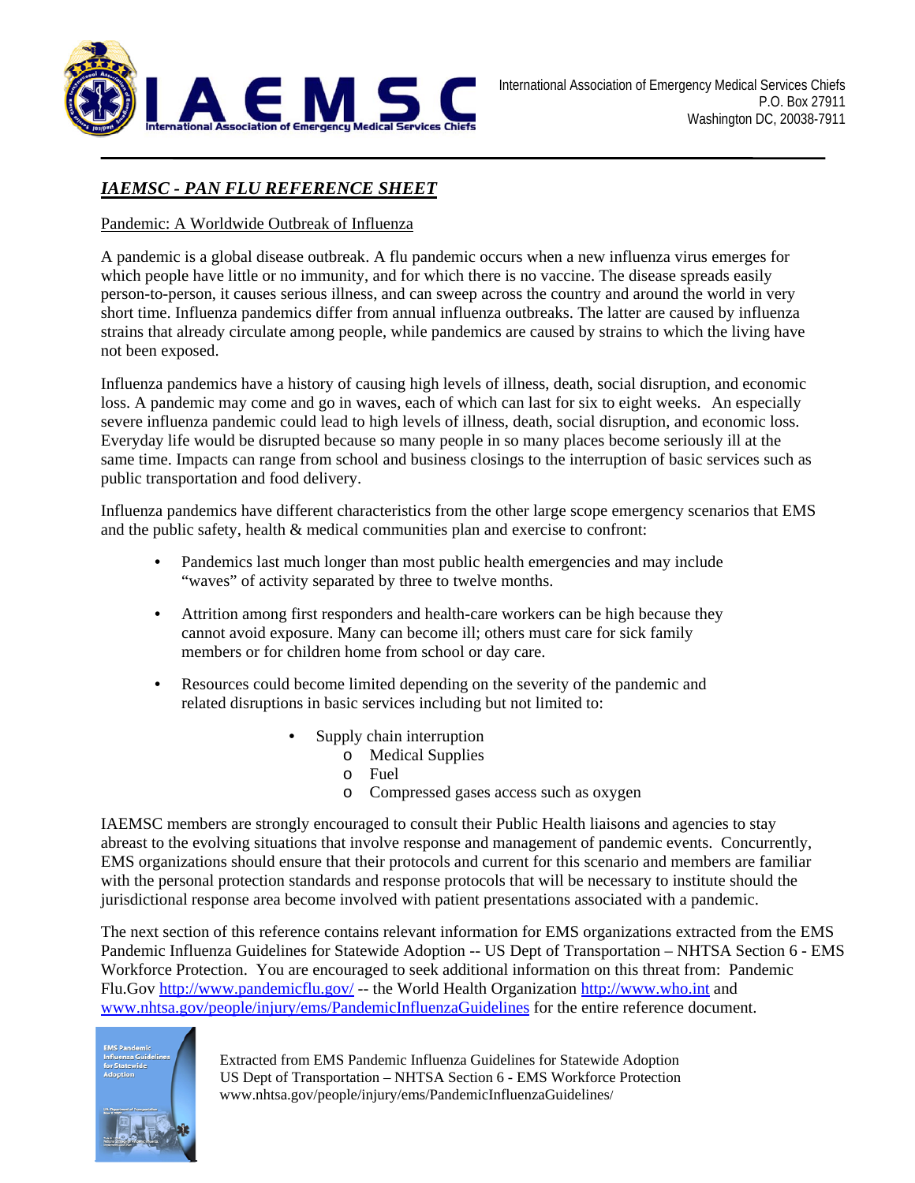International Association of Emergency Medical Services Chiefs
P.O. Box 27911
Washington DC, 20038-7911

# *IAEMSC - PAN FLU REFERENCE SHEET*

Pandemic: A Worldwide Outbreak of Influenza

A pandemic is a global disease outbreak. A flu pandemic occurs when a new influenza virus emerges for which people have little or no immunity, and for which there is no vaccine. The disease spreads easily person-to-person, it causes serious illness, and can sweep across the country and around the world in very short time. Influenza pandemics differ from annual influenza outbreaks. The latter are caused by influenza strains that already circulate among people, while pandemics are caused by strains to which the living have not been exposed.

Influenza pandemics have a history of causing high levels of illness, death, social disruption, and economic loss. A pandemic may come and go in waves, each of which can last for six to eight weeks. An especially severe influenza pandemic could lead to high levels of illness, death, social disruption, and economic loss. Everyday life would be disrupted because so many people in so many places become seriously ill at the same time. Impacts can range from school and business closings to the interruption of basic services such as public transportation and food delivery.

Influenza pandemics have different characteristics from the other large scope emergency scenarios that EMS and the public safety, health & medical communities plan and exercise to confront:

- Pandemics last much longer than most public health emergencies and may include "waves" of activity separated by three to twelve months.
- Attrition among first responders and health-care workers can be high because they cannot avoid exposure. Many can become ill; others must care for sick family members or for children home from school or day care.
- Resources could become limited depending on the severity of the pandemic and related disruptions in basic services including but not limited to:
    - Supply chain interruption
        - Medical Supplies
        - Fuel
        - Compressed gases access such as oxygen

IAEMSC members are strongly encouraged to consult their Public Health liaisons and agencies to stay abreast to the evolving situations that involve response and management of pandemic events. Concurrently, EMS organizations should ensure that their protocols and current for this scenario and members are familiar with the personal protection standards and response protocols that will be necessary to institute should the jurisdictional response area become involved with patient presentations associated with a pandemic.

The next section of this reference contains relevant information for EMS organizations extracted from the EMS Pandemic Influenza Guidelines for Statewide Adoption -- US Dept of Transportation – NHTSA Section 6 - EMS Workforce Protection. You are encouraged to seek additional information on this threat from: Pandemic Flu.Gov http://www.pandemicflu.gov/ -- the World Health Organization http://www.who.int and www.nhtsa.gov/people/injury/ems/PandemicInfluenzaGuidelines for the entire reference document.

Extracted from EMS Pandemic Influenza Guidelines for Statewide Adoption
US Dept of Transportation – NHTSA Section 6 - EMS Workforce Protection
www.nhtsa.gov/people/injury/ems/PandemicInfluenzaGuidelines/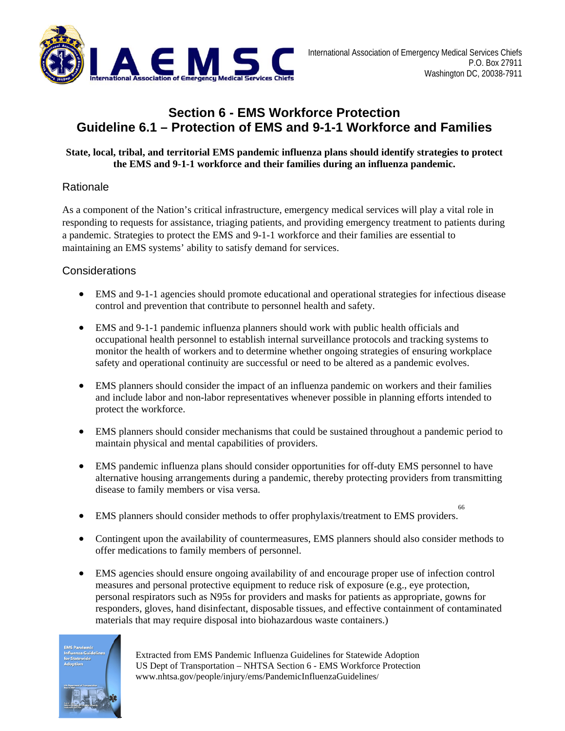International Association of Emergency Medical Services Chiefs
P.O. Box 27911
Washington DC, 20038-7911

# Section 6 - EMS Workforce Protection
# Guideline 6.1 – Protection of EMS and 9-1-1 Workforce and Families

**State, local, tribal, and territorial EMS pandemic influenza plans should identify strategies to protect the EMS and 9-1-1 workforce and their families during an influenza pandemic.**

## Rationale

As a component of the Nation's critical infrastructure, emergency medical services will play a vital role in responding to requests for assistance, triaging patients, and providing emergency treatment to patients during a pandemic. Strategies to protect the EMS and 9-1-1 workforce and their families are essential to maintaining an EMS systems' ability to satisfy demand for services.

## Considerations

- EMS and 9-1-1 agencies should promote educational and operational strategies for infectious disease control and prevention that contribute to personnel health and safety.
- EMS and 9-1-1 pandemic influenza planners should work with public health officials and occupational health personnel to establish internal surveillance protocols and tracking systems to monitor the health of workers and to determine whether ongoing strategies of ensuring workplace safety and operational continuity are successful or need to be altered as a pandemic evolves.
- EMS planners should consider the impact of an influenza pandemic on workers and their families and include labor and non-labor representatives whenever possible in planning efforts intended to protect the workforce.
- EMS planners should consider mechanisms that could be sustained throughout a pandemic period to maintain physical and mental capabilities of providers.
- EMS pandemic influenza plans should consider opportunities for off-duty EMS personnel to have alternative housing arrangements during a pandemic, thereby protecting providers from transmitting disease to family members or visa versa.
- EMS planners should consider methods to offer prophylaxis/treatment to EMS providers.[66]
- Contingent upon the availability of countermeasures, EMS planners should also consider methods to offer medications to family members of personnel.
- EMS agencies should ensure ongoing availability of and encourage proper use of infection control measures and personal protective equipment to reduce risk of exposure (e.g., eye protection, personal respirators such as N95s for providers and masks for patients as appropriate, gowns for responders, gloves, hand disinfectant, disposable tissues, and effective containment of contaminated materials that may require disposal into biohazardous waste containers.)

Extracted from EMS Pandemic Influenza Guidelines for Statewide Adoption
US Dept of Transportation – NHTSA Section 6 - EMS Workforce Protection
www.nhtsa.gov/people/injury/ems/PandemicInfluenzaGuidelines/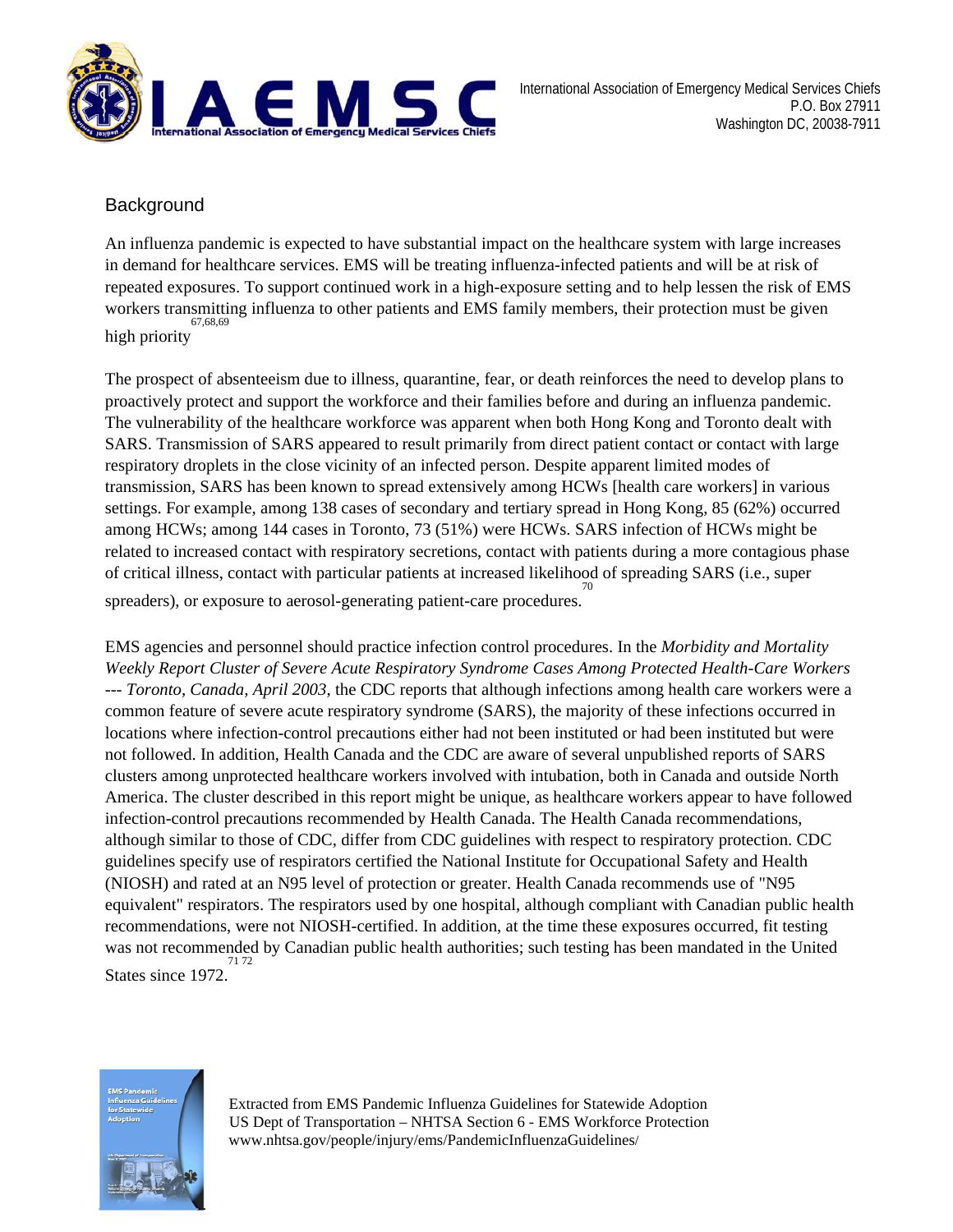## Background

An influenza pandemic is expected to have substantial impact on the healthcare system with large increases in demand for healthcare services. EMS will be treating influenza-infected patients and will be at risk of repeated exposures. To support continued work in a high-exposure setting and to help lessen the risk of EMS workers transmitting influenza to other patients and EMS family members, their protection must be given high priority[67,68,69]

The prospect of absenteeism due to illness, quarantine, fear, or death reinforces the need to develop plans to proactively protect and support the workforce and their families before and during an influenza pandemic. The vulnerability of the healthcare workforce was apparent when both Hong Kong and Toronto dealt with SARS. Transmission of SARS appeared to result primarily from direct patient contact or contact with large respiratory droplets in the close vicinity of an infected person. Despite apparent limited modes of transmission, SARS has been known to spread extensively among HCWs [health care workers] in various settings. For example, among 138 cases of secondary and tertiary spread in Hong Kong, 85 (62%) occurred among HCWs; among 144 cases in Toronto, 73 (51%) were HCWs. SARS infection of HCWs might be related to increased contact with respiratory secretions, contact with patients during a more contagious phase of critical illness, contact with particular patients at increased likelihood of spreading SARS (i.e., super spreaders), or exposure to aerosol-generating patient-care procedures.[70]

EMS agencies and personnel should practice infection control procedures. In the *Morbidity and Mortality Weekly Report Cluster of Severe Acute Respiratory Syndrome Cases Among Protected Health-Care Workers --- Toronto, Canada, April 2003*, the CDC reports that although infections among health care workers were a common feature of severe acute respiratory syndrome (SARS), the majority of these infections occurred in locations where infection-control precautions either had not been instituted or had been instituted but were not followed. In addition, Health Canada and the CDC are aware of several unpublished reports of SARS clusters among unprotected healthcare workers involved with intubation, both in Canada and outside North America. The cluster described in this report might be unique, as healthcare workers appear to have followed infection-control precautions recommended by Health Canada. The Health Canada recommendations, although similar to those of CDC, differ from CDC guidelines with respect to respiratory protection. CDC guidelines specify use of respirators certified the National Institute for Occupational Safety and Health (NIOSH) and rated at an N95 level of protection or greater. Health Canada recommends use of "N95 equivalent" respirators. The respirators used by one hospital, although compliant with Canadian public health recommendations, were not NIOSH-certified. In addition, at the time these exposures occurred, fit testing was not recommended by Canadian public health authorities; such testing has been mandated in the United States since 1972.[71 72]

Extracted from EMS Pandemic Influenza Guidelines for Statewide Adoption
US Dept of Transportation – NHTSA Section 6 - EMS Workforce Protection
www.nhtsa.gov/people/injury/ems/PandemicInfluenzaGuidelines/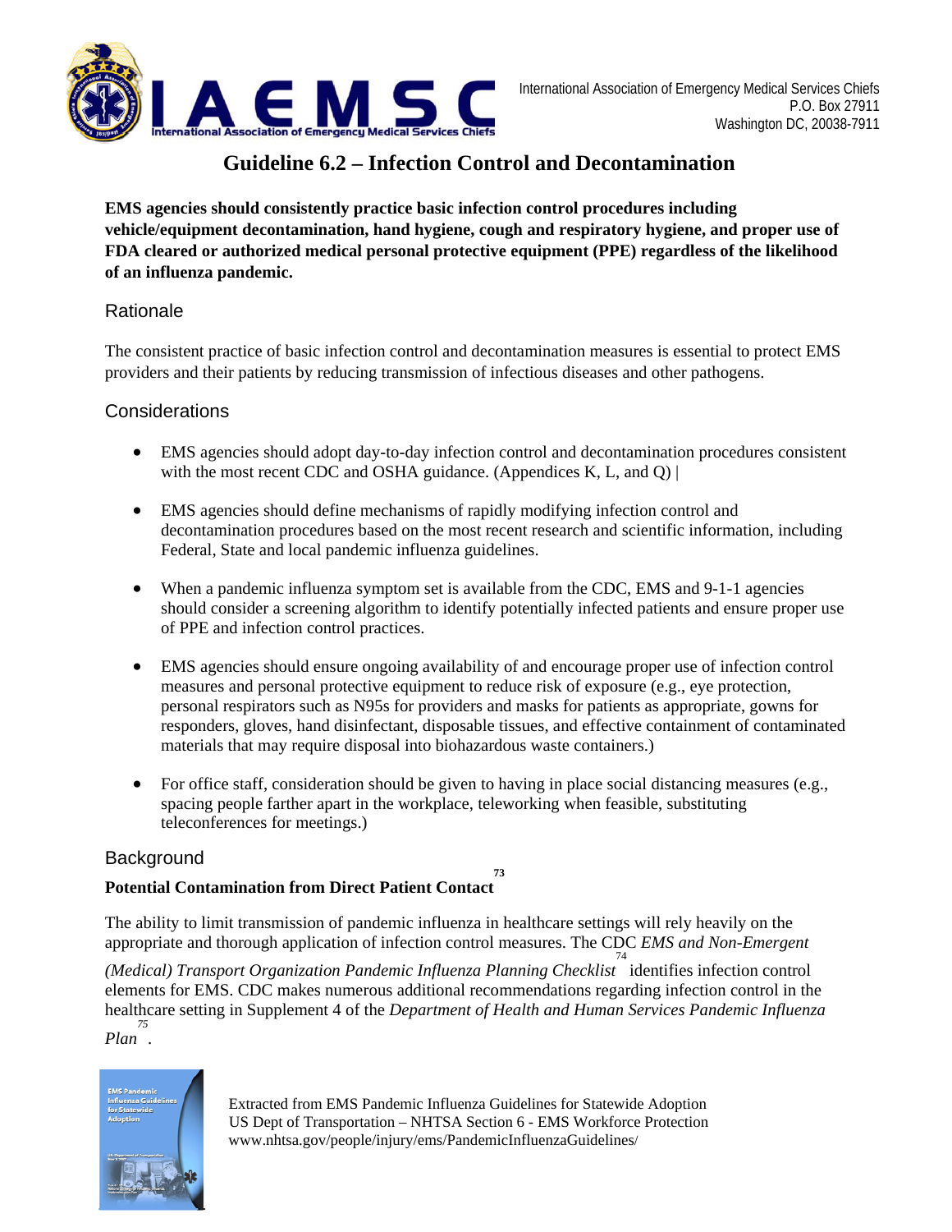# Guideline 6.2 – Infection Control and Decontamination

**EMS agencies should consistently practice basic infection control procedures including vehicle/equipment decontamination, hand hygiene, cough and respiratory hygiene, and proper use of FDA cleared or authorized medical personal protective equipment (PPE) regardless of the likelihood of an influenza pandemic.**

## Rationale

The consistent practice of basic infection control and decontamination measures is essential to protect EMS providers and their patients by reducing transmission of infectious diseases and other pathogens.

## Considerations

- EMS agencies should adopt day-to-day infection control and decontamination procedures consistent with the most recent CDC and OSHA guidance. (Appendices K, L, and Q) |
- EMS agencies should define mechanisms of rapidly modifying infection control and decontamination procedures based on the most recent research and scientific information, including Federal, State and local pandemic influenza guidelines.
- When a pandemic influenza symptom set is available from the CDC, EMS and 9-1-1 agencies should consider a screening algorithm to identify potentially infected patients and ensure proper use of PPE and infection control practices.
- EMS agencies should ensure ongoing availability of and encourage proper use of infection control measures and personal protective equipment to reduce risk of exposure (e.g., eye protection, personal respirators such as N95s for providers and masks for patients as appropriate, gowns for responders, gloves, hand disinfectant, disposable tissues, and effective containment of contaminated materials that may require disposal into biohazardous waste containers.)
- For office staff, consideration should be given to having in place social distancing measures (e.g., spacing people farther apart in the workplace, teleworking when feasible, substituting teleconferences for meetings.)

## Background

### Potential Contamination from Direct Patient Contact[73]

The ability to limit transmission of pandemic influenza in healthcare settings will rely heavily on the appropriate and thorough application of infection control measures. The CDC *EMS and Non-Emergent (Medical) Transport Organization Pandemic Influenza Planning Checklist*[74] identifies infection control elements for EMS. CDC makes numerous additional recommendations regarding infection control in the healthcare setting in Supplement 4 of the *Department of Health and Human Services Pandemic Influenza Plan*[75].

Extracted from EMS Pandemic Influenza Guidelines for Statewide Adoption
US Dept of Transportation – NHTSA Section 6 - EMS Workforce Protection
www.nhtsa.gov/people/injury/ems/PandemicInfluenzaGuidelines/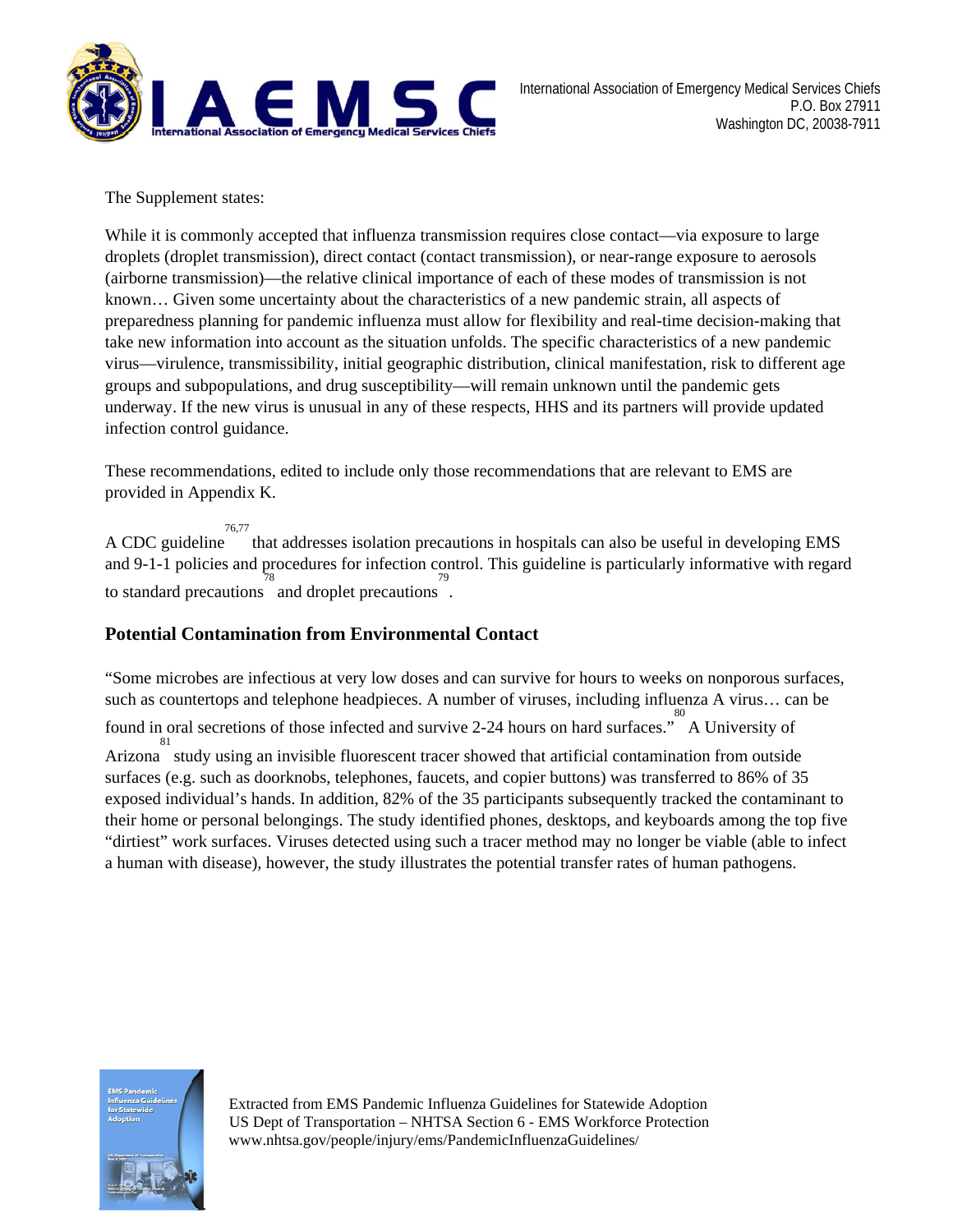The Supplement states:

While it is commonly accepted that influenza transmission requires close contact—via exposure to large droplets (droplet transmission), direct contact (contact transmission), or near-range exposure to aerosols (airborne transmission)—the relative clinical importance of each of these modes of transmission is not known… Given some uncertainty about the characteristics of a new pandemic strain, all aspects of preparedness planning for pandemic influenza must allow for flexibility and real-time decision-making that take new information into account as the situation unfolds. The specific characteristics of a new pandemic virus—virulence, transmissibility, initial geographic distribution, clinical manifestation, risk to different age groups and subpopulations, and drug susceptibility—will remain unknown until the pandemic gets underway. If the new virus is unusual in any of these respects, HHS and its partners will provide updated infection control guidance.

These recommendations, edited to include only those recommendations that are relevant to EMS are provided in Appendix K.

A CDC guideline[76,77] that addresses isolation precautions in hospitals can also be useful in developing EMS and 9-1-1 policies and procedures for infection control. This guideline is particularly informative with regard to standard precautions[78] and droplet precautions[79].

## Potential Contamination from Environmental Contact

"Some microbes are infectious at very low doses and can survive for hours to weeks on nonporous surfaces, such as countertops and telephone headpieces. A number of viruses, including influenza A virus… can be found in oral secretions of those infected and survive 2-24 hours on hard surfaces."[80] A University of Arizona[81] study using an invisible fluorescent tracer showed that artificial contamination from outside surfaces (e.g. such as doorknobs, telephones, faucets, and copier buttons) was transferred to 86% of 35 exposed individual's hands. In addition, 82% of the 35 participants subsequently tracked the contaminant to their home or personal belongings. The study identified phones, desktops, and keyboards among the top five "dirtiest" work surfaces. Viruses detected using such a tracer method may no longer be viable (able to infect a human with disease), however, the study illustrates the potential transfer rates of human pathogens.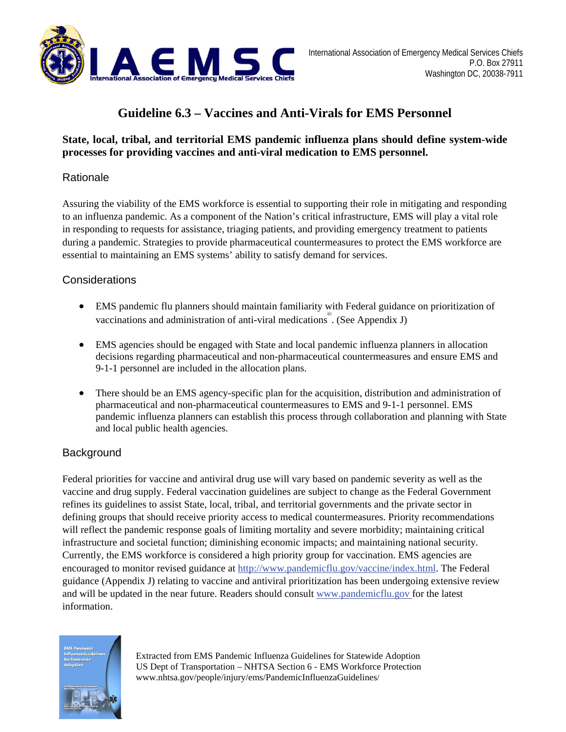International Association of Emergency Medical Services Chiefs
P.O. Box 27911
Washington DC, 20038-7911

# Guideline 6.3 – Vaccines and Anti-Virals for EMS Personnel

**State, local, tribal, and territorial EMS pandemic influenza plans should define system-wide processes for providing vaccines and anti-viral medication to EMS personnel.**

## Rationale

Assuring the viability of the EMS workforce is essential to supporting their role in mitigating and responding to an influenza pandemic. As a component of the Nation's critical infrastructure, EMS will play a vital role in responding to requests for assistance, triaging patients, and providing emergency treatment to patients during a pandemic. Strategies to provide pharmaceutical countermeasures to protect the EMS workforce are essential to maintaining an EMS systems' ability to satisfy demand for services.

## Considerations

- EMS pandemic flu planners should maintain familiarity with Federal guidance on prioritization of vaccinations and administration of anti-viral medications[82]. (See Appendix J)
- EMS agencies should be engaged with State and local pandemic influenza planners in allocation decisions regarding pharmaceutical and non-pharmaceutical countermeasures and ensure EMS and 9-1-1 personnel are included in the allocation plans.
- There should be an EMS agency-specific plan for the acquisition, distribution and administration of pharmaceutical and non-pharmaceutical countermeasures to EMS and 9-1-1 personnel. EMS pandemic influenza planners can establish this process through collaboration and planning with State and local public health agencies.

## Background

Federal priorities for vaccine and antiviral drug use will vary based on pandemic severity as well as the vaccine and drug supply. Federal vaccination guidelines are subject to change as the Federal Government refines its guidelines to assist State, local, tribal, and territorial governments and the private sector in defining groups that should receive priority access to medical countermeasures. Priority recommendations will reflect the pandemic response goals of limiting mortality and severe morbidity; maintaining critical infrastructure and societal function; diminishing economic impacts; and maintaining national security. Currently, the EMS workforce is considered a high priority group for vaccination. EMS agencies are encouraged to monitor revised guidance at http://www.pandemicflu.gov/vaccine/index.html. The Federal guidance (Appendix J) relating to vaccine and antiviral prioritization has been undergoing extensive review and will be updated in the near future. Readers should consult www.pandemicflu.gov for the latest information.

Extracted from EMS Pandemic Influenza Guidelines for Statewide Adoption
US Dept of Transportation – NHTSA Section 6 - EMS Workforce Protection
www.nhtsa.gov/people/injury/ems/PandemicInfluenzaGuidelines/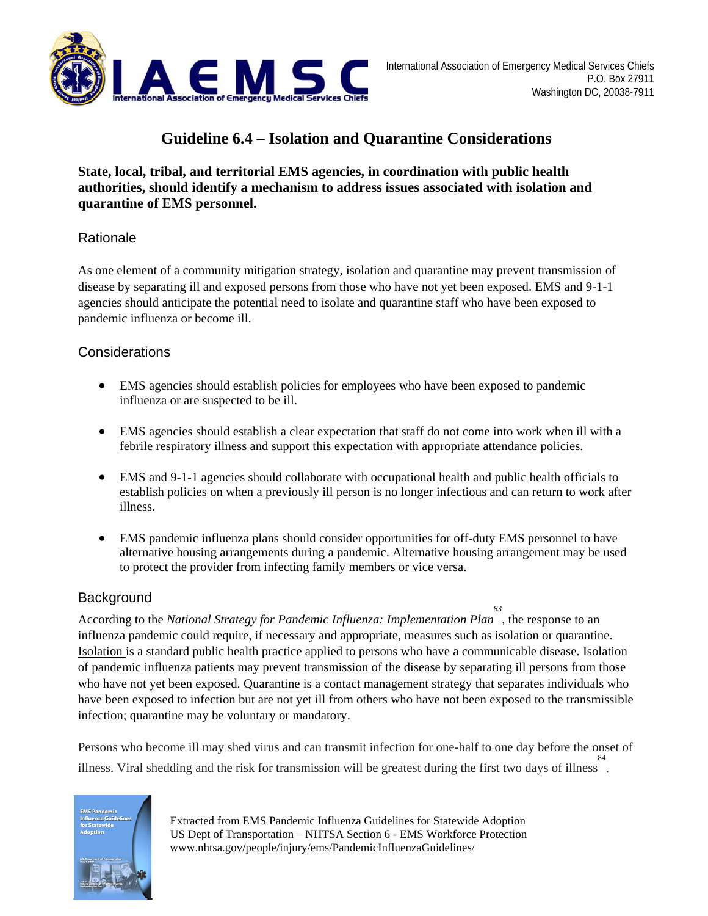# Guideline 6.4 – Isolation and Quarantine Considerations

**State, local, tribal, and territorial EMS agencies, in coordination with public health authorities, should identify a mechanism to address issues associated with isolation and quarantine of EMS personnel.**

## Rationale

As one element of a community mitigation strategy, isolation and quarantine may prevent transmission of disease by separating ill and exposed persons from those who have not yet been exposed. EMS and 9-1-1 agencies should anticipate the potential need to isolate and quarantine staff who have been exposed to pandemic influenza or become ill.

## Considerations

- EMS agencies should establish policies for employees who have been exposed to pandemic influenza or are suspected to be ill.
- EMS agencies should establish a clear expectation that staff do not come into work when ill with a febrile respiratory illness and support this expectation with appropriate attendance policies.
- EMS and 9-1-1 agencies should collaborate with occupational health and public health officials to establish policies on when a previously ill person is no longer infectious and can return to work after illness.
- EMS pandemic influenza plans should consider opportunities for off-duty EMS personnel to have alternative housing arrangements during a pandemic. Alternative housing arrangement may be used to protect the provider from infecting family members or vice versa.

## Background

According to the *National Strategy for Pandemic Influenza: Implementation Plan*[83], the response to an influenza pandemic could require, if necessary and appropriate, measures such as isolation or quarantine. Isolation is a standard public health practice applied to persons who have a communicable disease. Isolation of pandemic influenza patients may prevent transmission of the disease by separating ill persons from those who have not yet been exposed. Quarantine is a contact management strategy that separates individuals who have been exposed to infection but are not yet ill from others who have not been exposed to the transmissible infection; quarantine may be voluntary or mandatory.

Persons who become ill may shed virus and can transmit infection for one-half to one day before the onset of illness. Viral shedding and the risk for transmission will be greatest during the first two days of illness[84].

Extracted from EMS Pandemic Influenza Guidelines for Statewide Adoption
US Dept of Transportation – NHTSA Section 6 - EMS Workforce Protection
www.nhtsa.gov/people/injury/ems/PandemicInfluenzaGuidelines/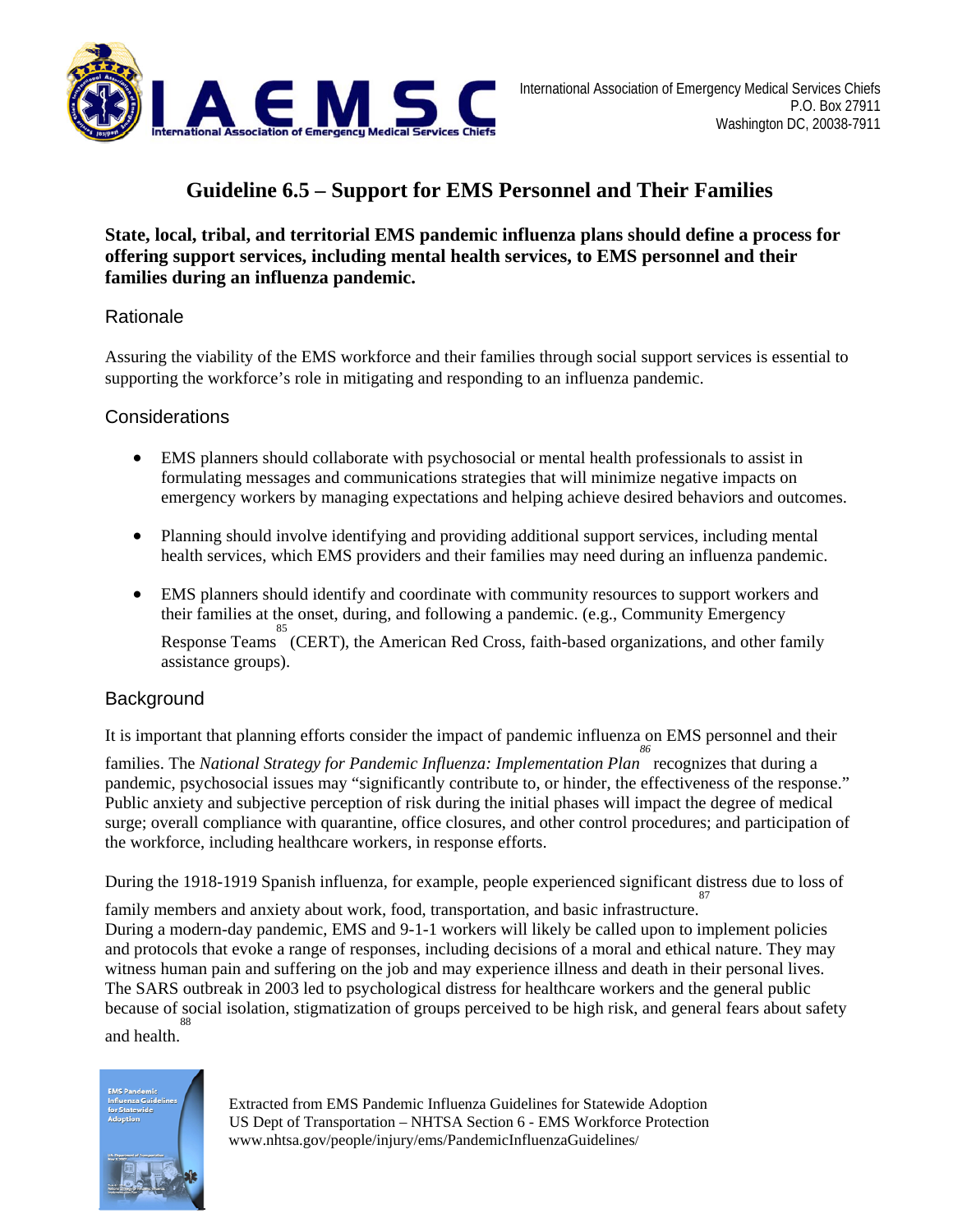# Guideline 6.5 – Support for EMS Personnel and Their Families

**State, local, tribal, and territorial EMS pandemic influenza plans should define a process for offering support services, including mental health services, to EMS personnel and their families during an influenza pandemic.**

## Rationale

Assuring the viability of the EMS workforce and their families through social support services is essential to supporting the workforce's role in mitigating and responding to an influenza pandemic.

## Considerations

- EMS planners should collaborate with psychosocial or mental health professionals to assist in formulating messages and communications strategies that will minimize negative impacts on emergency workers by managing expectations and helping achieve desired behaviors and outcomes.
- Planning should involve identifying and providing additional support services, including mental health services, which EMS providers and their families may need during an influenza pandemic.
- EMS planners should identify and coordinate with community resources to support workers and their families at the onset, during, and following a pandemic. (e.g., Community Emergency Response Teams[85] (CERT), the American Red Cross, faith-based organizations, and other family assistance groups).

## Background

It is important that planning efforts consider the impact of pandemic influenza on EMS personnel and their families. The *National Strategy for Pandemic Influenza: Implementation Plan*[86] recognizes that during a pandemic, psychosocial issues may "significantly contribute to, or hinder, the effectiveness of the response." Public anxiety and subjective perception of risk during the initial phases will impact the degree of medical surge; overall compliance with quarantine, office closures, and other control procedures; and participation of the workforce, including healthcare workers, in response efforts.

During the 1918-1919 Spanish influenza, for example, people experienced significant distress due to loss of family members and anxiety about work, food, transportation, and basic infrastructure.[87] During a modern-day pandemic, EMS and 9-1-1 workers will likely be called upon to implement policies and protocols that evoke a range of responses, including decisions of a moral and ethical nature. They may witness human pain and suffering on the job and may experience illness and death in their personal lives. The SARS outbreak in 2003 led to psychological distress for healthcare workers and the general public because of social isolation, stigmatization of groups perceived to be high risk, and general fears about safety and health.[88]

Extracted from EMS Pandemic Influenza Guidelines for Statewide Adoption
US Dept of Transportation – NHTSA Section 6 - EMS Workforce Protection
www.nhtsa.gov/people/injury/ems/PandemicInfluenzaGuidelines/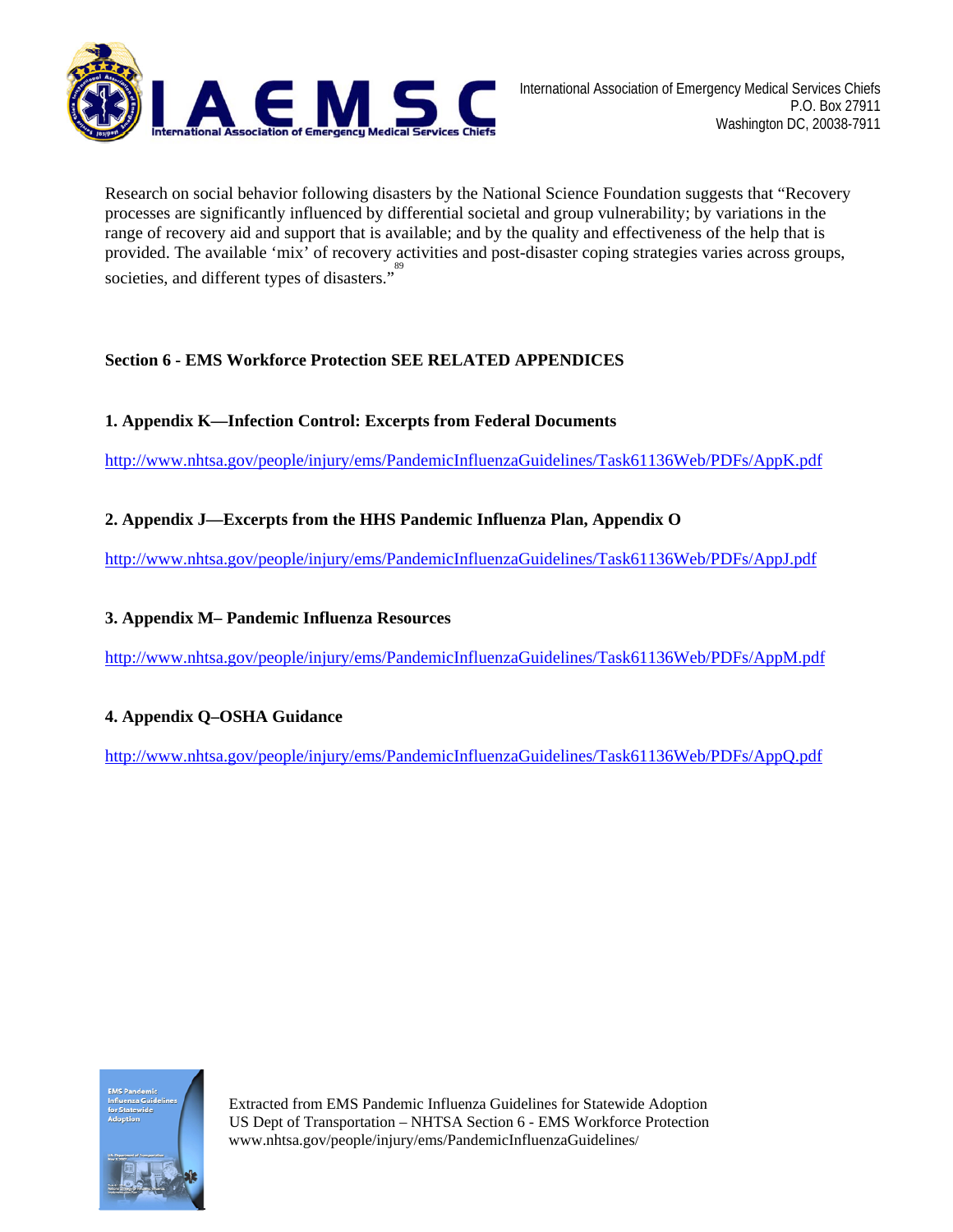Research on social behavior following disasters by the National Science Foundation suggests that "Recovery processes are significantly influenced by differential societal and group vulnerability; by variations in the range of recovery aid and support that is available; and by the quality and effectiveness of the help that is provided. The available 'mix' of recovery activities and post-disaster coping strategies varies across groups, societies, and different types of disasters."[89]

**Section 6 - EMS Workforce Protection SEE RELATED APPENDICES**

**1. Appendix K—Infection Control: Excerpts from Federal Documents**

http://www.nhtsa.gov/people/injury/ems/PandemicInfluenzaGuidelines/Task61136Web/PDFs/AppK.pdf

**2. Appendix J—Excerpts from the HHS Pandemic Influenza Plan, Appendix O**

http://www.nhtsa.gov/people/injury/ems/PandemicInfluenzaGuidelines/Task61136Web/PDFs/AppJ.pdf

**3. Appendix M– Pandemic Influenza Resources**

http://www.nhtsa.gov/people/injury/ems/PandemicInfluenzaGuidelines/Task61136Web/PDFs/AppM.pdf

**4. Appendix Q–OSHA Guidance**

http://www.nhtsa.gov/people/injury/ems/PandemicInfluenzaGuidelines/Task61136Web/PDFs/AppQ.pdf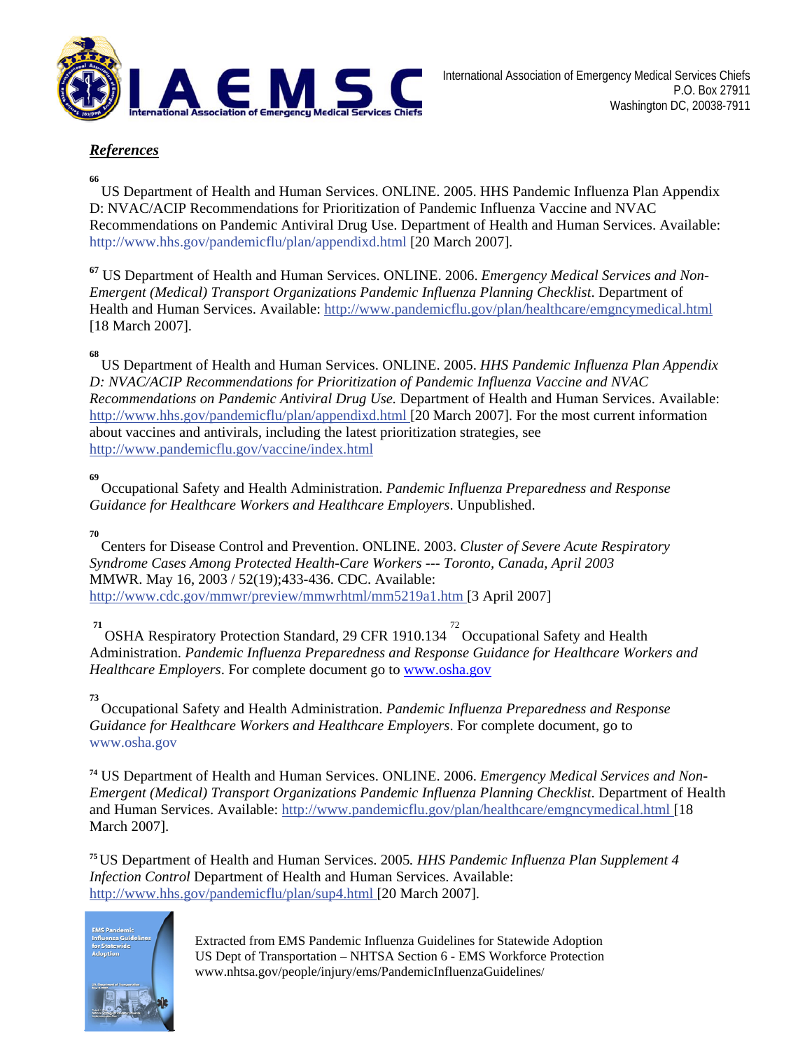## *References*

[66] US Department of Health and Human Services. ONLINE. 2005. HHS Pandemic Influenza Plan Appendix D: NVAC/ACIP Recommendations for Prioritization of Pandemic Influenza Vaccine and NVAC Recommendations on Pandemic Antiviral Drug Use. Department of Health and Human Services. Available: http://www.hhs.gov/pandemicflu/plan/appendixd.html [20 March 2007].

[67] US Department of Health and Human Services. ONLINE. 2006. *Emergency Medical Services and Non-Emergent (Medical) Transport Organizations Pandemic Influenza Planning Checklist*. Department of Health and Human Services. Available: http://www.pandemicflu.gov/plan/healthcare/emgncymedical.html [18 March 2007].

[68] US Department of Health and Human Services. ONLINE. 2005. *HHS Pandemic Influenza Plan Appendix D: NVAC/ACIP Recommendations for Prioritization of Pandemic Influenza Vaccine and NVAC Recommendations on Pandemic Antiviral Drug Use.* Department of Health and Human Services. Available: http://www.hhs.gov/pandemicflu/plan/appendixd.html [20 March 2007]. For the most current information about vaccines and antivirals, including the latest prioritization strategies, see http://www.pandemicflu.gov/vaccine/index.html

[69] Occupational Safety and Health Administration. *Pandemic Influenza Preparedness and Response Guidance for Healthcare Workers and Healthcare Employers*. Unpublished.

[70] Centers for Disease Control and Prevention. ONLINE. 2003. *Cluster of Severe Acute Respiratory Syndrome Cases Among Protected Health-Care Workers --- Toronto, Canada, April 2003* MMWR. May 16, 2003 / 52(19);433-436. CDC. Available: http://www.cdc.gov/mmwr/preview/mmwrhtml/mm5219a1.htm [3 April 2007]

[71] OSHA Respiratory Protection Standard, 29 CFR 1910.134 [72] Occupational Safety and Health Administration. *Pandemic Influenza Preparedness and Response Guidance for Healthcare Workers and Healthcare Employers*. For complete document go to www.osha.gov

[73] Occupational Safety and Health Administration. *Pandemic Influenza Preparedness and Response Guidance for Healthcare Workers and Healthcare Employers*. For complete document, go to www.osha.gov

[74] US Department of Health and Human Services. ONLINE. 2006. *Emergency Medical Services and Non-Emergent (Medical) Transport Organizations Pandemic Influenza Planning Checklist*. Department of Health and Human Services. Available: http://www.pandemicflu.gov/plan/healthcare/emgncymedical.html [18 March 2007].

[75] US Department of Health and Human Services. 2005*. HHS Pandemic Influenza Plan Supplement 4 Infection Control* Department of Health and Human Services. Available: http://www.hhs.gov/pandemicflu/plan/sup4.html [20 March 2007].

Extracted from EMS Pandemic Influenza Guidelines for Statewide Adoption
US Dept of Transportation – NHTSA Section 6 - EMS Workforce Protection
www.nhtsa.gov/people/injury/ems/PandemicInfluenzaGuidelines/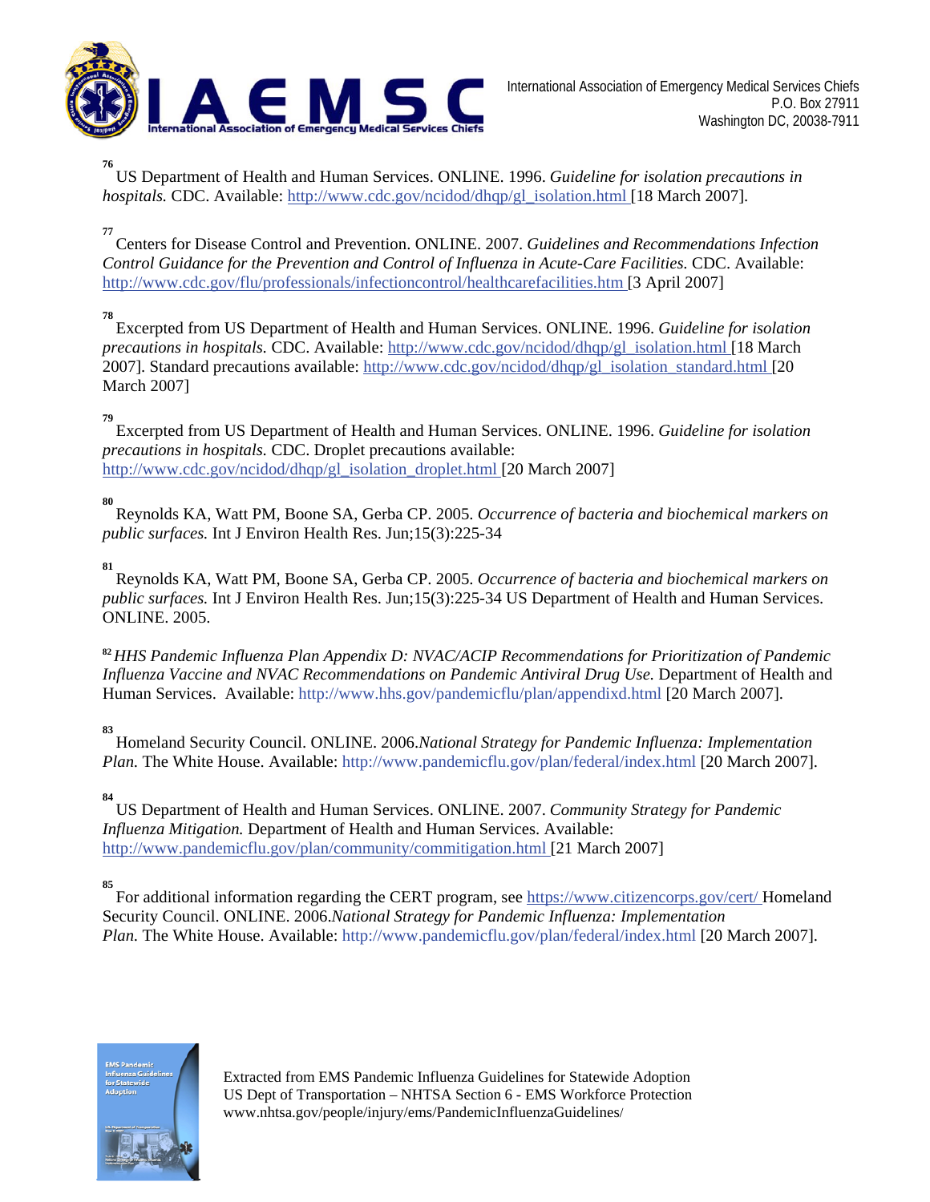[76] US Department of Health and Human Services. ONLINE. 1996. *Guideline for isolation precautions in hospitals.* CDC. Available: http://www.cdc.gov/ncidod/dhqp/gl_isolation.html [18 March 2007].

[77] Centers for Disease Control and Prevention. ONLINE. 2007. *Guidelines and Recommendations Infection Control Guidance for the Prevention and Control of Influenza in Acute-Care Facilities.* CDC. Available: http://www.cdc.gov/flu/professionals/infectioncontrol/healthcarefacilities.htm [3 April 2007]

[78] Excerpted from US Department of Health and Human Services. ONLINE. 1996. *Guideline for isolation precautions in hospitals.* CDC. Available: http://www.cdc.gov/ncidod/dhqp/gl_isolation.html [18 March 2007]. Standard precautions available: http://www.cdc.gov/ncidod/dhqp/gl_isolation_standard.html [20 March 2007]

[79] Excerpted from US Department of Health and Human Services. ONLINE. 1996. *Guideline for isolation precautions in hospitals.* CDC. Droplet precautions available: http://www.cdc.gov/ncidod/dhqp/gl_isolation_droplet.html [20 March 2007]

[80] Reynolds KA, Watt PM, Boone SA, Gerba CP. 2005. *Occurrence of bacteria and biochemical markers on public surfaces.* Int J Environ Health Res. Jun;15(3):225-34

[81] Reynolds KA, Watt PM, Boone SA, Gerba CP. 2005. *Occurrence of bacteria and biochemical markers on public surfaces.* Int J Environ Health Res. Jun;15(3):225-34 US Department of Health and Human Services. ONLINE. 2005.

[82] *HHS Pandemic Influenza Plan Appendix D: NVAC/ACIP Recommendations for Prioritization of Pandemic Influenza Vaccine and NVAC Recommendations on Pandemic Antiviral Drug Use.* Department of Health and Human Services. Available: http://www.hhs.gov/pandemicflu/plan/appendixd.html [20 March 2007].

[83] Homeland Security Council. ONLINE. 2006.*National Strategy for Pandemic Influenza: Implementation Plan.* The White House. Available: http://www.pandemicflu.gov/plan/federal/index.html [20 March 2007].

[84] US Department of Health and Human Services. ONLINE. 2007. *Community Strategy for Pandemic Influenza Mitigation.* Department of Health and Human Services. Available: http://www.pandemicflu.gov/plan/community/commitigation.html [21 March 2007]

[85] For additional information regarding the CERT program, see https://www.citizencorps.gov/cert/ Homeland Security Council. ONLINE. 2006.*National Strategy for Pandemic Influenza: Implementation Plan.* The White House. Available: http://www.pandemicflu.gov/plan/federal/index.html [20 March 2007].